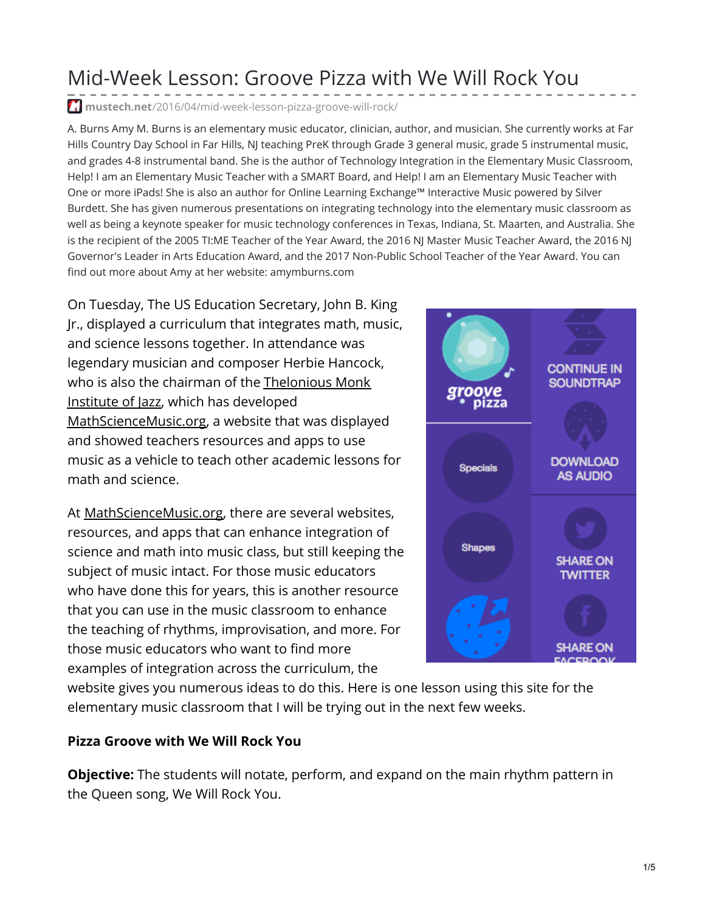# Mid-Week Lesson: Groove Pizza with We Will Rock You

**mustech.net**/2016/04/mid-week-lesson-pizza-groove-will-rock/

A. Burns Amy M. Burns is an elementary music educator, clinician, author, and musician. She currently works at Far Hills Country Day School in Far Hills, NJ teaching PreK through Grade 3 general music, grade 5 instrumental music, and grades 4-8 instrumental band. She is the author of Technology Integration in the Elementary Music Classroom, Help! I am an Elementary Music Teacher with a SMART Board, and Help! I am an Elementary Music Teacher with One or more iPads! She is also an author for Online Learning Exchange™ Interactive Music powered by Silver Burdett. She has given numerous presentations on integrating technology into the elementary music classroom as well as being a keynote speaker for music technology conferences in Texas, Indiana, St. Maarten, and Australia. She is the recipient of the 2005 TI:ME Teacher of the Year Award, the 2016 NJ Master Music Teacher Award, the 2016 NJ Governor's Leader in Arts Education Award, and the 2017 Non-Public School Teacher of the Year Award. You can find out more about Amy at her website: amymburns.com

On Tuesday, The US Education Secretary, John B. King Jr., displayed a curriculum that integrates math, music, and science lessons together. In attendance was legendary musician and composer Herbie Hancock, who is also the chairman of the Thelonious Monk Institute of Jazz, which has developed MathScienceMusic.org, a website that was displayed and showed teachers resources and apps to use music as a vehicle to teach other academic lessons for math and science.

At MathScienceMusic.org, there are several websites, resources, and apps that can enhance integration of science and math into music class, but still keeping the subject of music intact. For those music educators who have done this for years, this is another resource that you can use in the music classroom to enhance the teaching of rhythms, improvisation, and more. For those music educators who want to find more examples of integration across the curriculum, the website gives you numerous ideas to do this. Here is one lesson using this site for the elementary music classroom that I will be trying out in the next few weeks.

**Pizza Groove with We Will Rock You**

**Objective:** The students will notate, perform, and expand on the main rhythm pattern in the Queen song, We Will Rock You.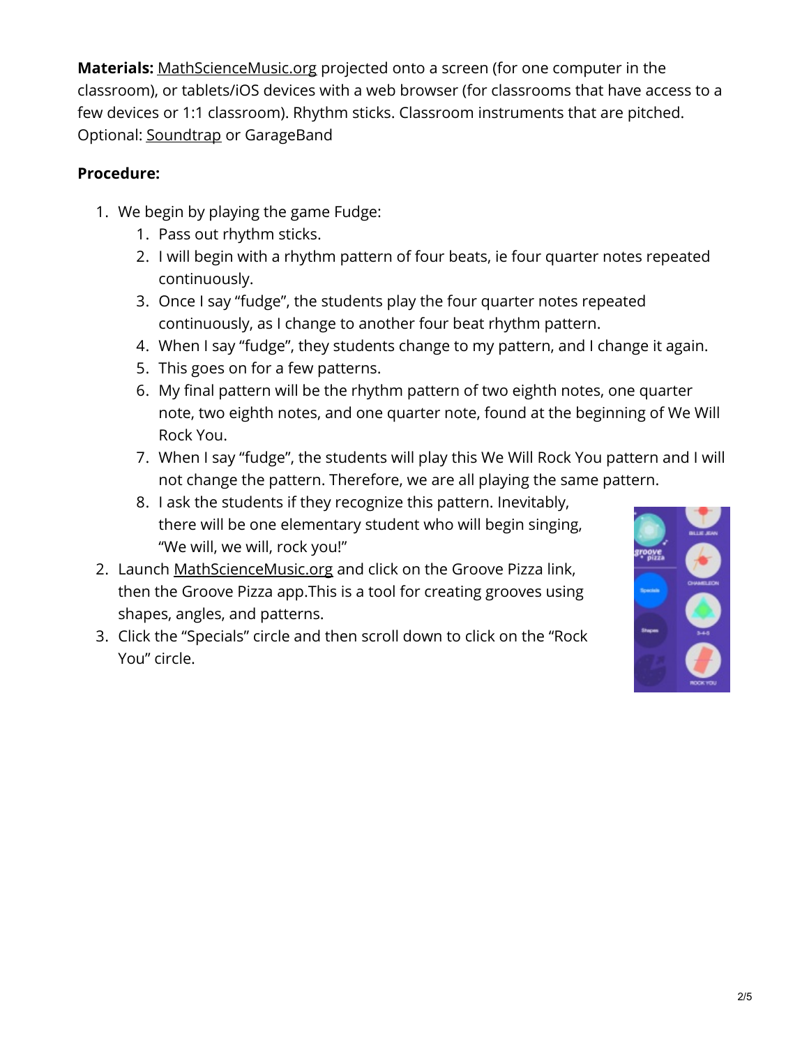**Materials:** MathScienceMusic.org projected onto a screen (for one computer in the classroom), or tablets/iOS devices with a web browser (for classrooms that have access to a few devices or 1:1 classroom). Rhythm sticks. Classroom instruments that are pitched. Optional: Soundtrap or GarageBand

**Procedure:**

1. We begin by playing the game Fudge:
   1. Pass out rhythm sticks.
   2. I will begin with a rhythm pattern of four beats, ie four quarter notes repeated continuously.
   3. Once I say "fudge", the students play the four quarter notes repeated continuously, as I change to another four beat rhythm pattern.
   4. When I say "fudge", they students change to my pattern, and I change it again.
   5. This goes on for a few patterns.
   6. My final pattern will be the rhythm pattern of two eighth notes, one quarter note, two eighth notes, and one quarter note, found at the beginning of We Will Rock You.
   7. When I say "fudge", the students will play this We Will Rock You pattern and I will not change the pattern. Therefore, we are all playing the same pattern.
   8. I ask the students if they recognize this pattern. Inevitably, there will be one elementary student who will begin singing, "We will, we will, rock you!"
2. Launch MathScienceMusic.org and click on the Groove Pizza link, then the Groove Pizza app.This is a tool for creating grooves using shapes, angles, and patterns.
3. Click the "Specials" circle and then scroll down to click on the "Rock You" circle.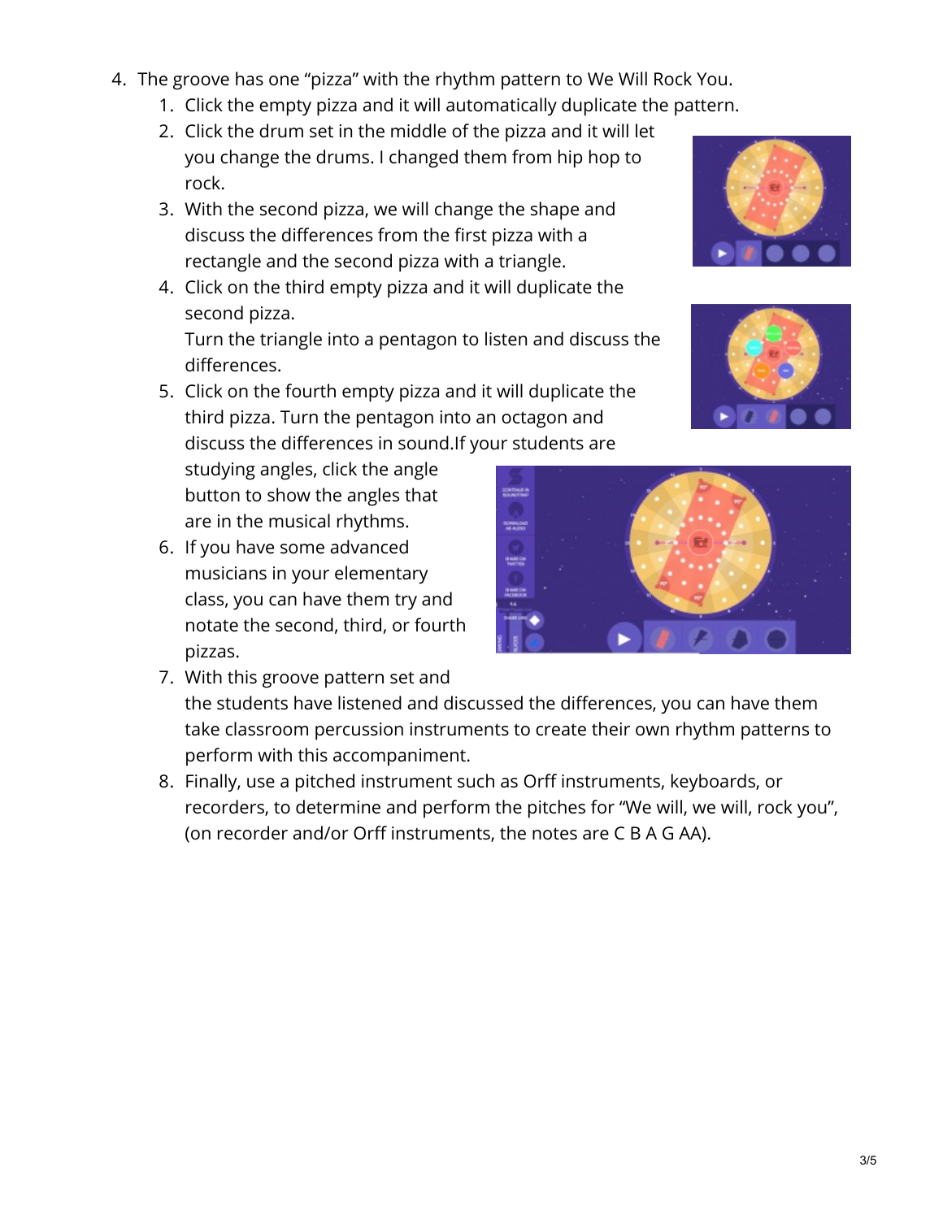4. The groove has one "pizza" with the rhythm pattern to We Will Rock You.
    1. Click the empty pizza and it will automatically duplicate the pattern.
    2. Click the drum set in the middle of the pizza and it will let you change the drums. I changed them from hip hop to rock.
    3. With the second pizza, we will change the shape and discuss the differences from the first pizza with a rectangle and the second pizza with a triangle.
    4. Click on the third empty pizza and it will duplicate the second pizza.
       Turn the triangle into a pentagon to listen and discuss the differences.
    5. Click on the fourth empty pizza and it will duplicate the third pizza. Turn the pentagon into an octagon and discuss the differences in sound.If your students are studying angles, click the angle button to show the angles that are in the musical rhythms.
    6. If you have some advanced musicians in your elementary class, you can have them try and notate the second, third, or fourth pizzas.
    7. With this groove pattern set and the students have listened and discussed the differences, you can have them take classroom percussion instruments to create their own rhythm patterns to perform with this accompaniment.
    8. Finally, use a pitched instrument such as Orff instruments, keyboards, or recorders, to determine and perform the pitches for "We will, we will, rock you", (on recorder and/or Orff instruments, the notes are C B A G AA).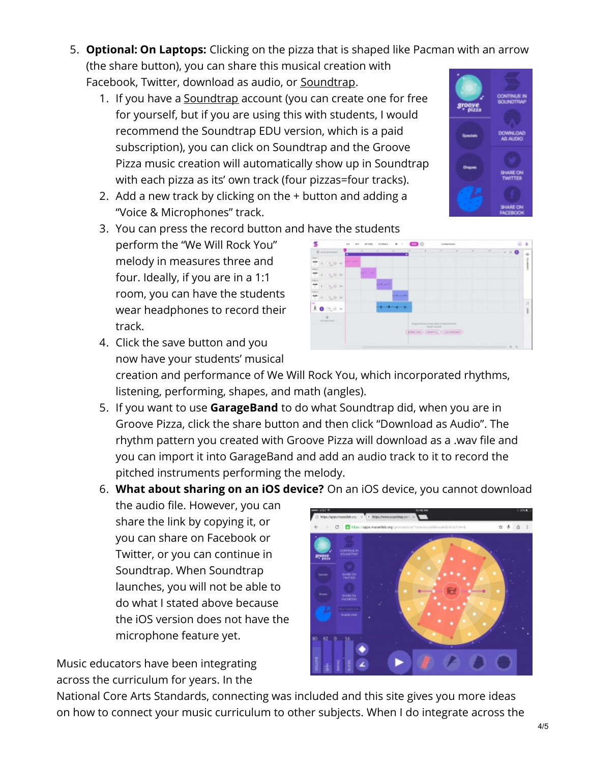5. **Optional: On Laptops:** Clicking on the pizza that is shaped like Pacman with an arrow (the share button), you can share this musical creation with Facebook, Twitter, download as audio, or Soundtrap.
    1. If you have a Soundtrap account (you can create one for free for yourself, but if you are using this with students, I would recommend the Soundtrap EDU version, which is a paid subscription), you can click on Soundtrap and the Groove Pizza music creation will automatically show up in Soundtrap with each pizza as its' own track (four pizzas=four tracks).
    2. Add a new track by clicking on the + button and adding a "Voice & Microphones" track.
    3. You can press the record button and have the students perform the "We Will Rock You" melody in measures three and four. Ideally, if you are in a 1:1 room, you can have the students wear headphones to record their track.
    4. Click the save button and you now have your students' musical creation and performance of We Will Rock You, which incorporated rhythms, listening, performing, shapes, and math (angles).
    5. If you want to use **GarageBand** to do what Soundtrap did, when you are in Groove Pizza, click the share button and then click "Download as Audio". The rhythm pattern you created with Groove Pizza will download as a .wav file and you can import it into GarageBand and add an audio track to it to record the pitched instruments performing the melody.
    6. **What about sharing on an iOS device?** On an iOS device, you cannot download the audio file. However, you can share the link by copying it, or you can share on Facebook or Twitter, or you can continue in Soundtrap. When Soundtrap launches, you will not be able to do what I stated above because the iOS version does not have the microphone feature yet.

Music educators have been integrating across the curriculum for years. In the National Core Arts Standards, connecting was included and this site gives you more ideas on how to connect your music curriculum to other subjects. When I do integrate across the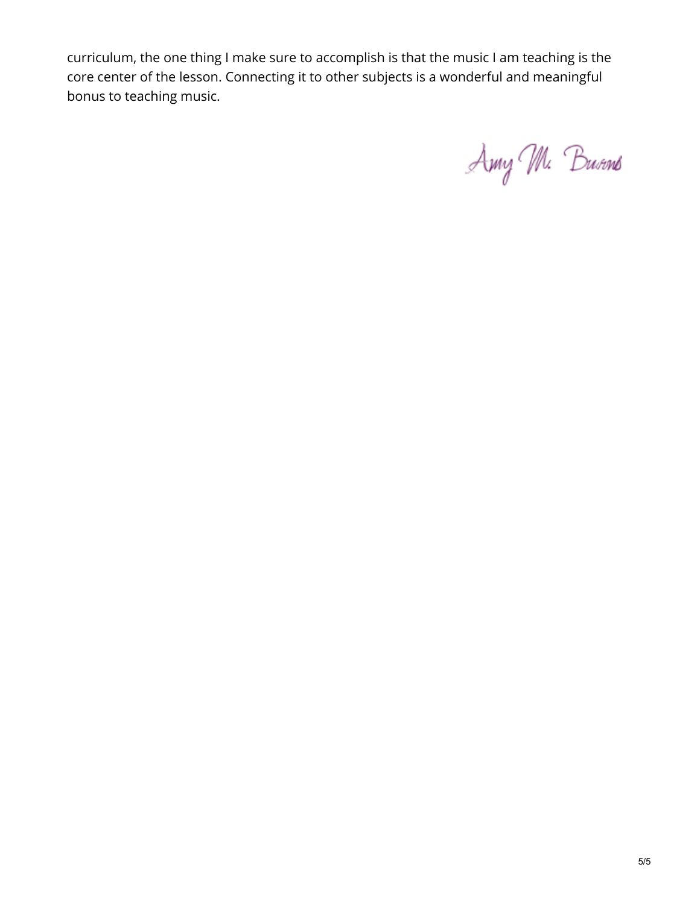curriculum, the one thing I make sure to accomplish is that the music I am teaching is the core center of the lesson. Connecting it to other subjects is a wonderful and meaningful bonus to teaching music.

Amy M. Burns